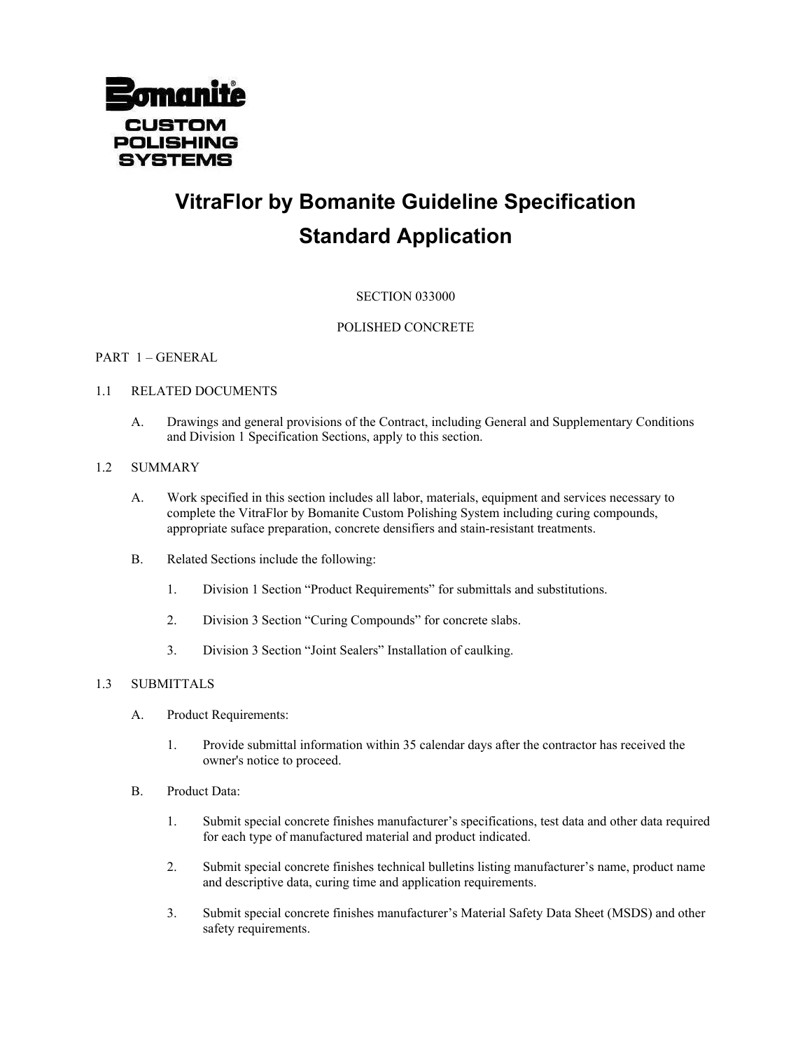Bomanite®
CUSTOM POLISHING SYSTEMS

# VitraFlor by Bomanite Guideline Specification
# Standard Application

SECTION 033000

POLISHED CONCRETE

## PART 1 – GENERAL

### 1.1 RELATED DOCUMENTS

A. Drawings and general provisions of the Contract, including General and Supplementary Conditions and Division 1 Specification Sections, apply to this section.

### 1.2 SUMMARY

A. Work specified in this section includes all labor, materials, equipment and services necessary to complete the VitraFlor by Bomanite Custom Polishing System including curing compounds, appropriate suface preparation, concrete densifiers and stain-resistant treatments.

B. Related Sections include the following:

1. Division 1 Section "Product Requirements" for submittals and substitutions.

2. Division 3 Section "Curing Compounds" for concrete slabs.

3. Division 3 Section "Joint Sealers" Installation of caulking.

### 1.3 SUBMITTALS

A. Product Requirements:

1. Provide submittal information within 35 calendar days after the contractor has received the owner's notice to proceed.

B. Product Data:

1. Submit special concrete finishes manufacturer's specifications, test data and other data required for each type of manufactured material and product indicated.

2. Submit special concrete finishes technical bulletins listing manufacturer's name, product name and descriptive data, curing time and application requirements.

3. Submit special concrete finishes manufacturer's Material Safety Data Sheet (MSDS) and other safety requirements.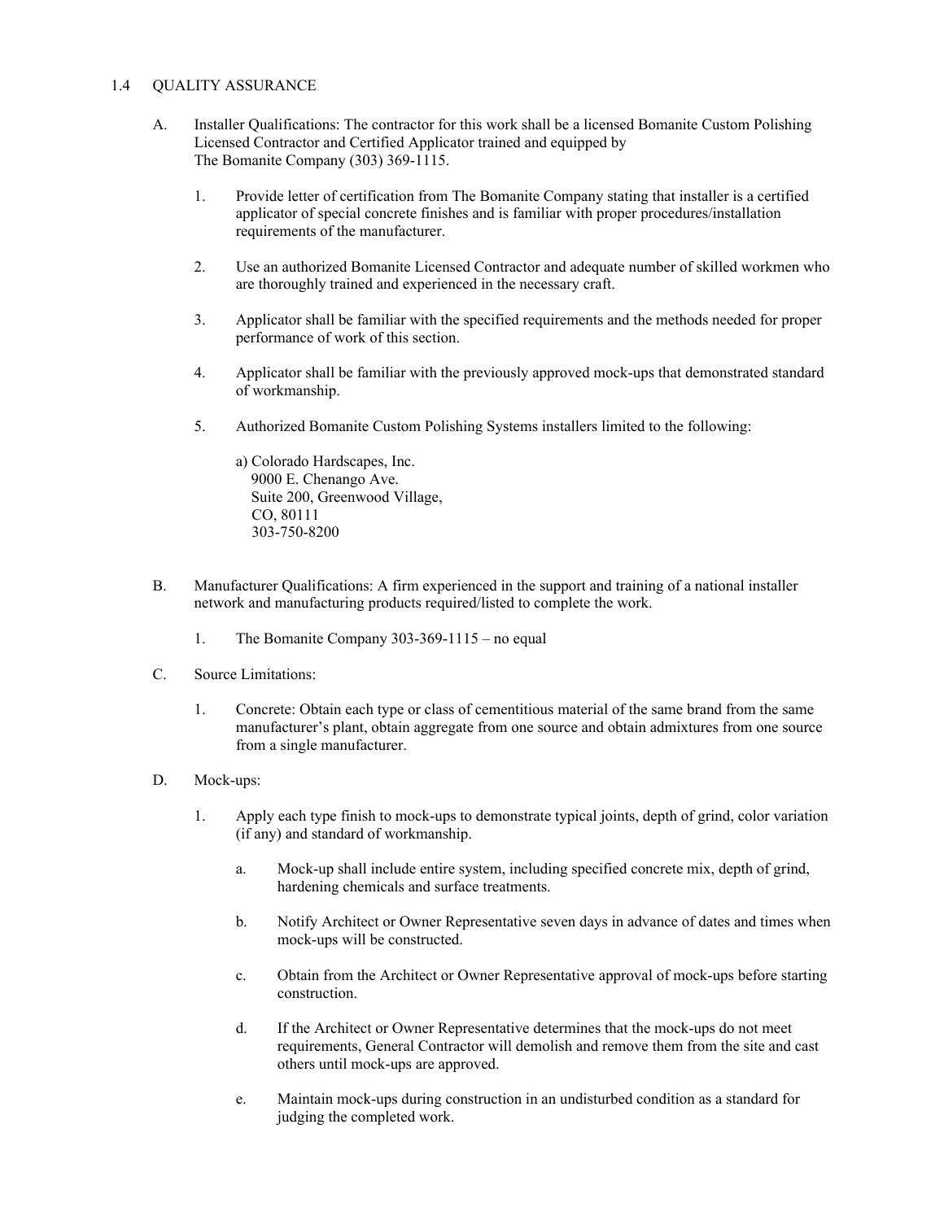## 1.4 QUALITY ASSURANCE

A. Installer Qualifications: The contractor for this work shall be a licensed Bomanite Custom Polishing Licensed Contractor and Certified Applicator trained and equipped by The Bomanite Company (303) 369-1115.

1. Provide letter of certification from The Bomanite Company stating that installer is a certified applicator of special concrete finishes and is familiar with proper procedures/installation requirements of the manufacturer.

2. Use an authorized Bomanite Licensed Contractor and adequate number of skilled workmen who are thoroughly trained and experienced in the necessary craft.

3. Applicator shall be familiar with the specified requirements and the methods needed for proper performance of work of this section.

4. Applicator shall be familiar with the previously approved mock-ups that demonstrated standard of workmanship.

5. Authorized Bomanite Custom Polishing Systems installers limited to the following:

   a) Colorado Hardscapes, Inc.  
   9000 E. Chenango Ave.  
   Suite 200, Greenwood Village,  
   CO, 80111  
   303-750-8200

B. Manufacturer Qualifications: A firm experienced in the support and training of a national installer network and manufacturing products required/listed to complete the work.

1. The Bomanite Company 303-369-1115 – no equal

C. Source Limitations:

1. Concrete: Obtain each type or class of cementitious material of the same brand from the same manufacturer's plant, obtain aggregate from one source and obtain admixtures from one source from a single manufacturer.

D. Mock-ups:

1. Apply each type finish to mock-ups to demonstrate typical joints, depth of grind, color variation (if any) and standard of workmanship.

   a. Mock-up shall include entire system, including specified concrete mix, depth of grind, hardening chemicals and surface treatments.

   b. Notify Architect or Owner Representative seven days in advance of dates and times when mock-ups will be constructed.

   c. Obtain from the Architect or Owner Representative approval of mock-ups before starting construction.

   d. If the Architect or Owner Representative determines that the mock-ups do not meet requirements, General Contractor will demolish and remove them from the site and cast others until mock-ups are approved.

   e. Maintain mock-ups during construction in an undisturbed condition as a standard for judging the completed work.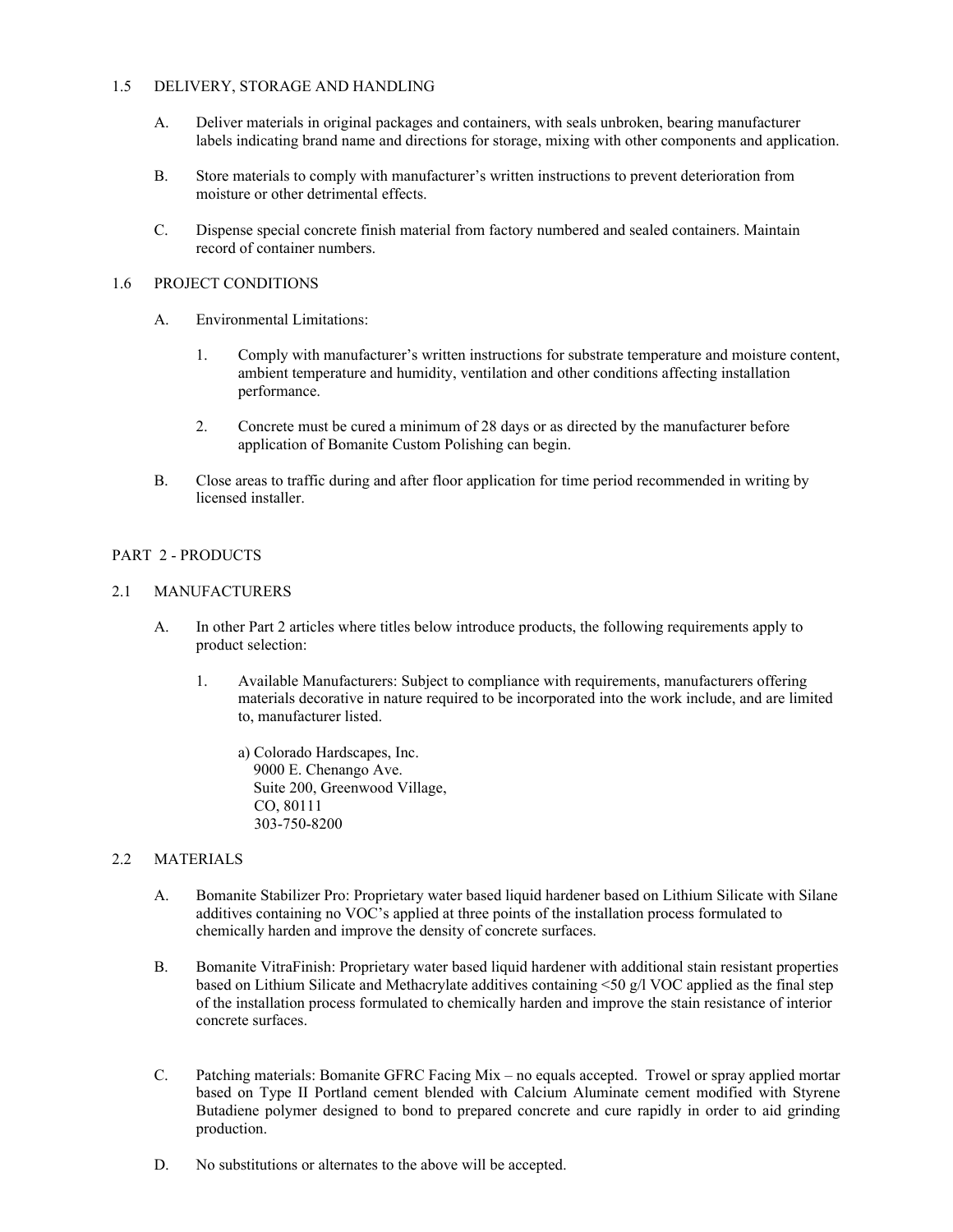## 1.5 DELIVERY, STORAGE AND HANDLING

A. Deliver materials in original packages and containers, with seals unbroken, bearing manufacturer labels indicating brand name and directions for storage, mixing with other components and application.

B. Store materials to comply with manufacturer's written instructions to prevent deterioration from moisture or other detrimental effects.

C. Dispense special concrete finish material from factory numbered and sealed containers. Maintain record of container numbers.

## 1.6 PROJECT CONDITIONS

A. Environmental Limitations:

1. Comply with manufacturer's written instructions for substrate temperature and moisture content, ambient temperature and humidity, ventilation and other conditions affecting installation performance.

2. Concrete must be cured a minimum of 28 days or as directed by the manufacturer before application of Bomanite Custom Polishing can begin.

B. Close areas to traffic during and after floor application for time period recommended in writing by licensed installer.

# PART 2 - PRODUCTS

## 2.1 MANUFACTURERS

A. In other Part 2 articles where titles below introduce products, the following requirements apply to product selection:

1. Available Manufacturers: Subject to compliance with requirements, manufacturers offering materials decorative in nature required to be incorporated into the work include, and are limited to, manufacturer listed.

   a) Colorado Hardscapes, Inc.
   9000 E. Chenango Ave.
   Suite 200, Greenwood Village,
   CO, 80111
   303-750-8200

## 2.2 MATERIALS

A. Bomanite Stabilizer Pro: Proprietary water based liquid hardener based on Lithium Silicate with Silane additives containing no VOC's applied at three points of the installation process formulated to chemically harden and improve the density of concrete surfaces.

B. Bomanite VitraFinish: Proprietary water based liquid hardener with additional stain resistant properties based on Lithium Silicate and Methacrylate additives containing <50 g/l VOC applied as the final step of the installation process formulated to chemically harden and improve the stain resistance of interior concrete surfaces.

C. Patching materials: Bomanite GFRC Facing Mix – no equals accepted. Trowel or spray applied mortar based on Type II Portland cement blended with Calcium Aluminate cement modified with Styrene Butadiene polymer designed to bond to prepared concrete and cure rapidly in order to aid grinding production.

D. No substitutions or alternates to the above will be accepted.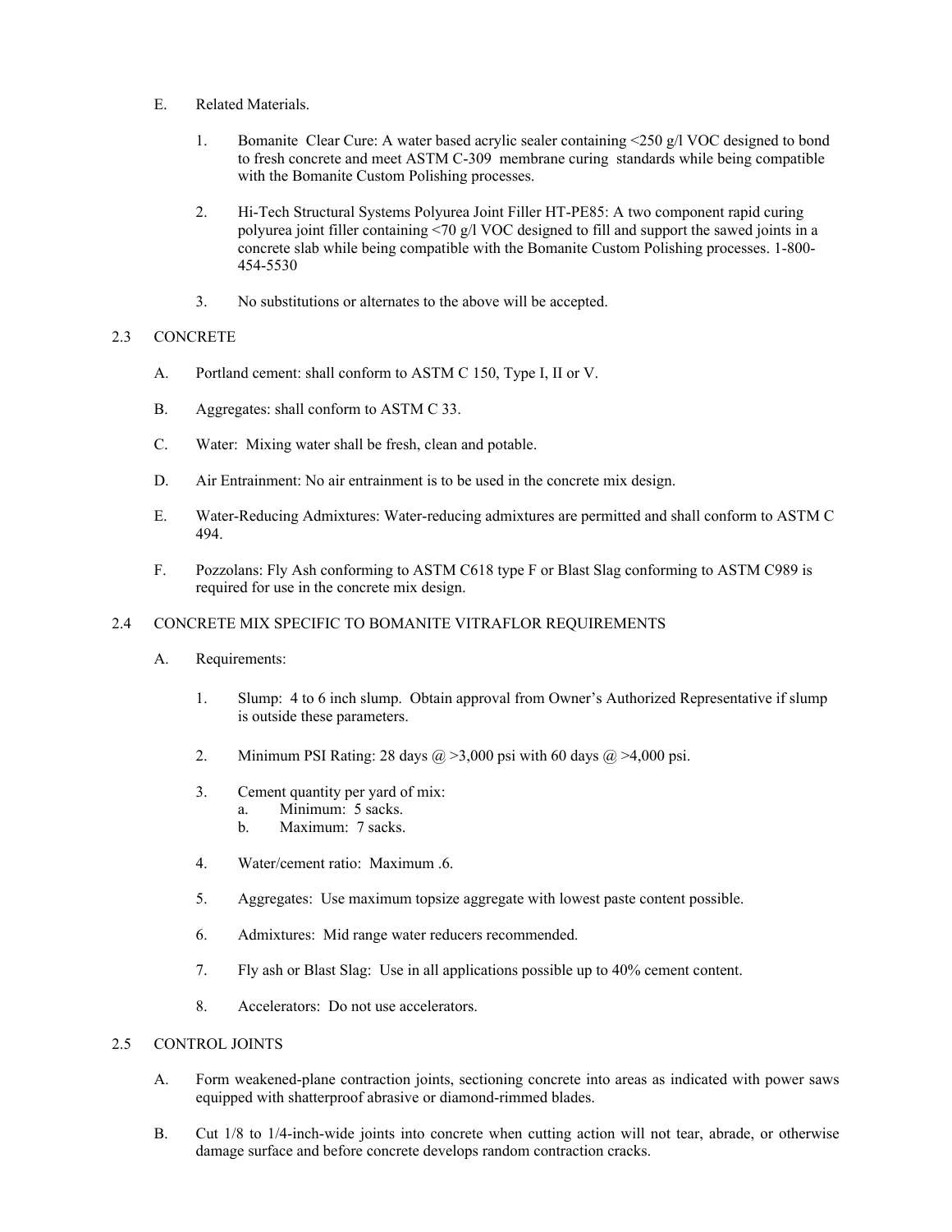E. Related Materials.

1. Bomanite Clear Cure: A water based acrylic sealer containing <250 g/l VOC designed to bond to fresh concrete and meet ASTM C-309 membrane curing standards while being compatible with the Bomanite Custom Polishing processes.

2. Hi-Tech Structural Systems Polyurea Joint Filler HT-PE85: A two component rapid curing polyurea joint filler containing <70 g/l VOC designed to fill and support the sawed joints in a concrete slab while being compatible with the Bomanite Custom Polishing processes. 1-800-454-5530

3. No substitutions or alternates to the above will be accepted.

## 2.3 CONCRETE

A. Portland cement: shall conform to ASTM C 150, Type I, II or V.

B. Aggregates: shall conform to ASTM C 33.

C. Water: Mixing water shall be fresh, clean and potable.

D. Air Entrainment: No air entrainment is to be used in the concrete mix design.

E. Water-Reducing Admixtures: Water-reducing admixtures are permitted and shall conform to ASTM C 494.

F. Pozzolans: Fly Ash conforming to ASTM C618 type F or Blast Slag conforming to ASTM C989 is required for use in the concrete mix design.

## 2.4 CONCRETE MIX SPECIFIC TO BOMANITE VITRAFLOR REQUIREMENTS

A. Requirements:

1. Slump: 4 to 6 inch slump. Obtain approval from Owner's Authorized Representative if slump is outside these parameters.

2. Minimum PSI Rating: 28 days @ >3,000 psi with 60 days @ >4,000 psi.

3. Cement quantity per yard of mix:
   a. Minimum: 5 sacks.
   b. Maximum: 7 sacks.

4. Water/cement ratio: Maximum .6.

5. Aggregates: Use maximum topsize aggregate with lowest paste content possible.

6. Admixtures: Mid range water reducers recommended.

7. Fly ash or Blast Slag: Use in all applications possible up to 40% cement content.

8. Accelerators: Do not use accelerators.

## 2.5 CONTROL JOINTS

A. Form weakened-plane contraction joints, sectioning concrete into areas as indicated with power saws equipped with shatterproof abrasive or diamond-rimmed blades.

B. Cut 1/8 to 1/4-inch-wide joints into concrete when cutting action will not tear, abrade, or otherwise damage surface and before concrete develops random contraction cracks.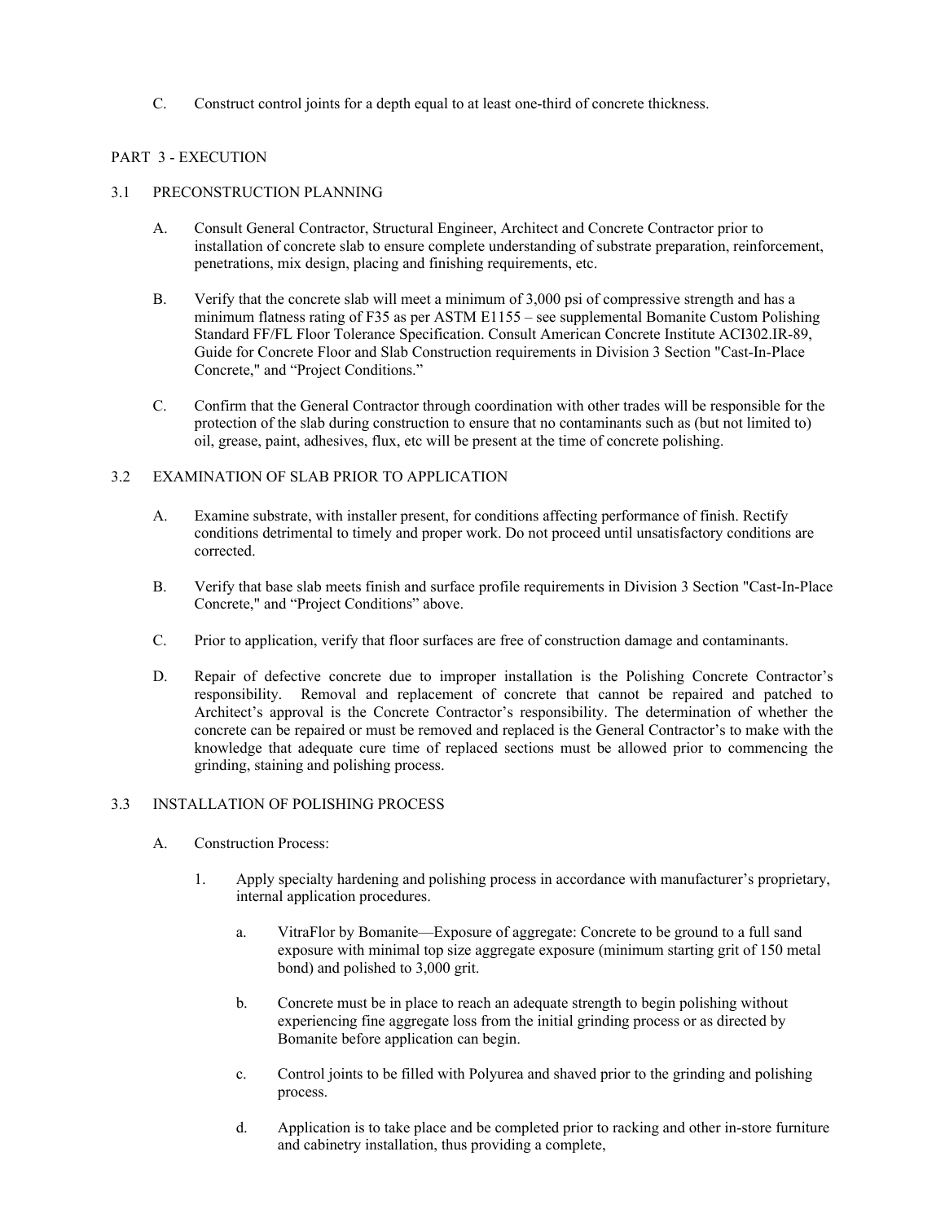C. Construct control joints for a depth equal to at least one-third of concrete thickness.

## PART 3 - EXECUTION

### 3.1 PRECONSTRUCTION PLANNING

A. Consult General Contractor, Structural Engineer, Architect and Concrete Contractor prior to installation of concrete slab to ensure complete understanding of substrate preparation, reinforcement, penetrations, mix design, placing and finishing requirements, etc.

B. Verify that the concrete slab will meet a minimum of 3,000 psi of compressive strength and has a minimum flatness rating of F35 as per ASTM E1155 – see supplemental Bomanite Custom Polishing Standard FF/FL Floor Tolerance Specification. Consult American Concrete Institute ACI302.IR-89, Guide for Concrete Floor and Slab Construction requirements in Division 3 Section "Cast-In-Place Concrete," and "Project Conditions."

C. Confirm that the General Contractor through coordination with other trades will be responsible for the protection of the slab during construction to ensure that no contaminants such as (but not limited to) oil, grease, paint, adhesives, flux, etc will be present at the time of concrete polishing.

### 3.2 EXAMINATION OF SLAB PRIOR TO APPLICATION

A. Examine substrate, with installer present, for conditions affecting performance of finish. Rectify conditions detrimental to timely and proper work. Do not proceed until unsatisfactory conditions are corrected.

B. Verify that base slab meets finish and surface profile requirements in Division 3 Section "Cast-In-Place Concrete," and "Project Conditions" above.

C. Prior to application, verify that floor surfaces are free of construction damage and contaminants.

D. Repair of defective concrete due to improper installation is the Polishing Concrete Contractor's responsibility. Removal and replacement of concrete that cannot be repaired and patched to Architect's approval is the Concrete Contractor's responsibility. The determination of whether the concrete can be repaired or must be removed and replaced is the General Contractor's to make with the knowledge that adequate cure time of replaced sections must be allowed prior to commencing the grinding, staining and polishing process.

### 3.3 INSTALLATION OF POLISHING PROCESS

A. Construction Process:

1. Apply specialty hardening and polishing process in accordance with manufacturer's proprietary, internal application procedures.

   a. VitraFlor by Bomanite—Exposure of aggregate: Concrete to be ground to a full sand exposure with minimal top size aggregate exposure (minimum starting grit of 150 metal bond) and polished to 3,000 grit.

   b. Concrete must be in place to reach an adequate strength to begin polishing without experiencing fine aggregate loss from the initial grinding process or as directed by Bomanite before application can begin.

   c. Control joints to be filled with Polyurea and shaved prior to the grinding and polishing process.

   d. Application is to take place and be completed prior to racking and other in-store furniture and cabinetry installation, thus providing a complete,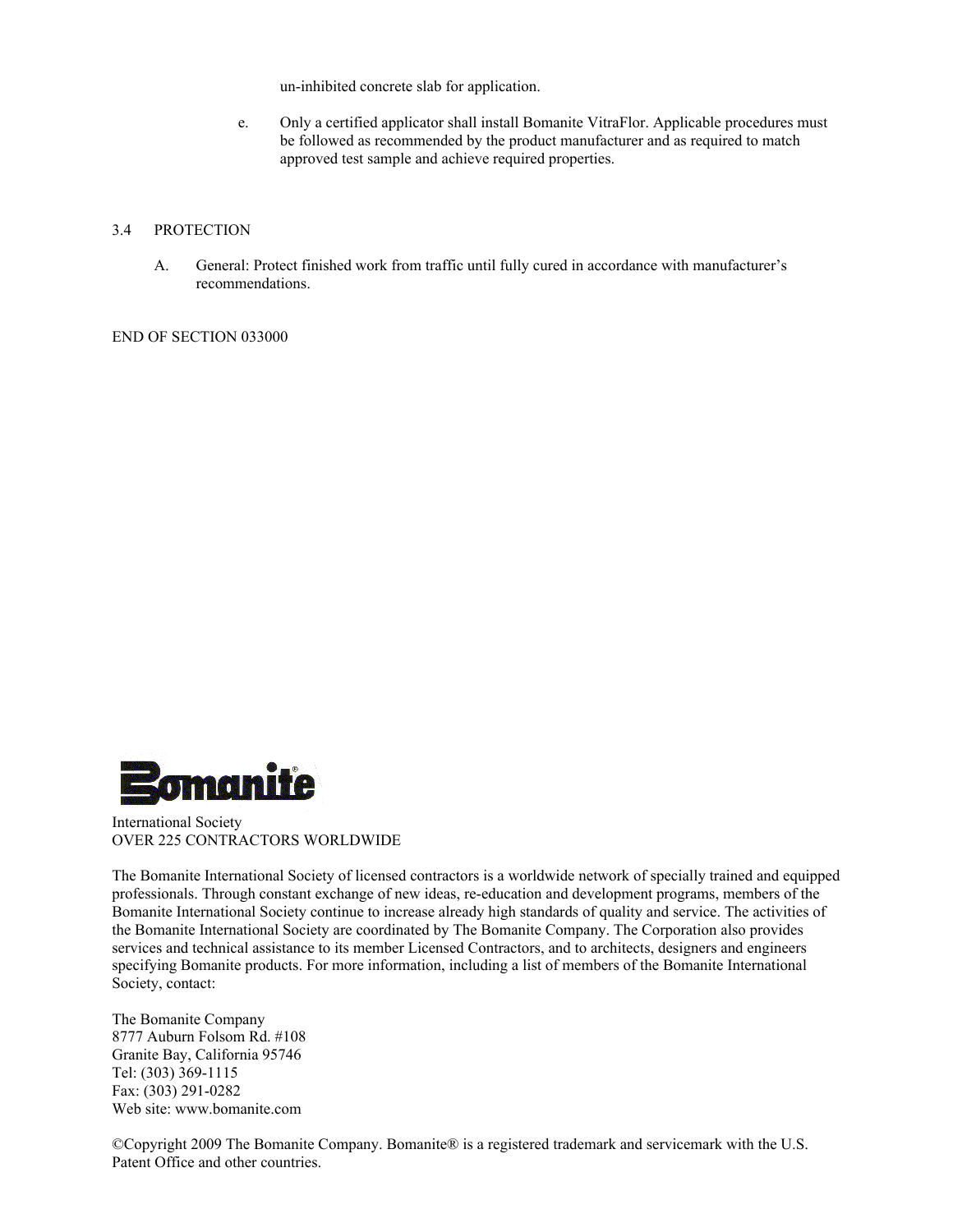un-inhibited concrete slab for application.

e. Only a certified applicator shall install Bomanite VitraFlor. Applicable procedures must be followed as recommended by the product manufacturer and as required to match approved test sample and achieve required properties.

## 3.4 PROTECTION

A. General: Protect finished work from traffic until fully cured in accordance with manufacturer's recommendations.

END OF SECTION 033000

Bomanite®

International Society
OVER 225 CONTRACTORS WORLDWIDE

The Bomanite International Society of licensed contractors is a worldwide network of specially trained and equipped professionals. Through constant exchange of new ideas, re-education and development programs, members of the Bomanite International Society continue to increase already high standards of quality and service. The activities of the Bomanite International Society are coordinated by The Bomanite Company. The Corporation also provides services and technical assistance to its member Licensed Contractors, and to architects, designers and engineers specifying Bomanite products. For more information, including a list of members of the Bomanite International Society, contact:

The Bomanite Company
8777 Auburn Folsom Rd. #108
Granite Bay, California 95746
Tel: (303) 369-1115
Fax: (303) 291-0282
Web site: www.bomanite.com

©Copyright 2009 The Bomanite Company. Bomanite® is a registered trademark and servicemark with the U.S. Patent Office and other countries.